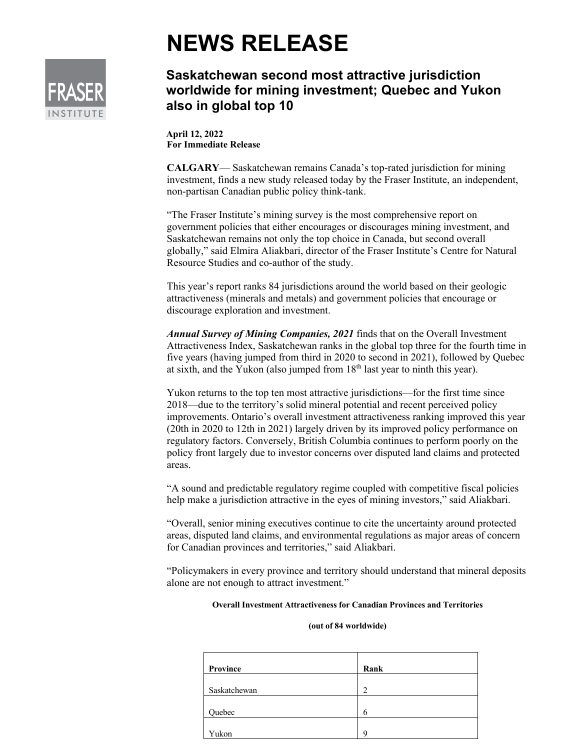# NEWS RELEASE

## Saskatchewan second most attractive jurisdiction worldwide for mining investment; Quebec and Yukon also in global top 10

**April 12, 2022**
**For Immediate Release**

**CALGARY**— Saskatchewan remains Canada's top-rated jurisdiction for mining investment, finds a new study released today by the Fraser Institute, an independent, non-partisan Canadian public policy think-tank.

"The Fraser Institute's mining survey is the most comprehensive report on government policies that either encourages or discourages mining investment, and Saskatchewan remains not only the top choice in Canada, but second overall globally," said Elmira Aliakbari, director of the Fraser Institute's Centre for Natural Resource Studies and co-author of the study.

This year's report ranks 84 jurisdictions around the world based on their geologic attractiveness (minerals and metals) and government policies that encourage or discourage exploration and investment.

***Annual Survey of Mining Companies, 2021*** finds that on the Overall Investment Attractiveness Index, Saskatchewan ranks in the global top three for the fourth time in five years (having jumped from third in 2020 to second in 2021), followed by Quebec at sixth, and the Yukon (also jumped from 18th last year to ninth this year).

Yukon returns to the top ten most attractive jurisdictions—for the first time since 2018—due to the territory's solid mineral potential and recent perceived policy improvements. Ontario's overall investment attractiveness ranking improved this year (20th in 2020 to 12th in 2021) largely driven by its improved policy performance on regulatory factors. Conversely, British Columbia continues to perform poorly on the policy front largely due to investor concerns over disputed land claims and protected areas.

"A sound and predictable regulatory regime coupled with competitive fiscal policies help make a jurisdiction attractive in the eyes of mining investors," said Aliakbari.

"Overall, senior mining executives continue to cite the uncertainty around protected areas, disputed land claims, and environmental regulations as major areas of concern for Canadian provinces and territories," said Aliakbari.

"Policymakers in every province and territory should understand that mineral deposits alone are not enough to attract investment."

**Overall Investment Attractiveness for Canadian Provinces and Territories**

**(out of 84 worldwide)**

| **Province** | **Rank** |
|---|---|
| Saskatchewan | 2 |
| Quebec | 6 |
| Yukon | 9 |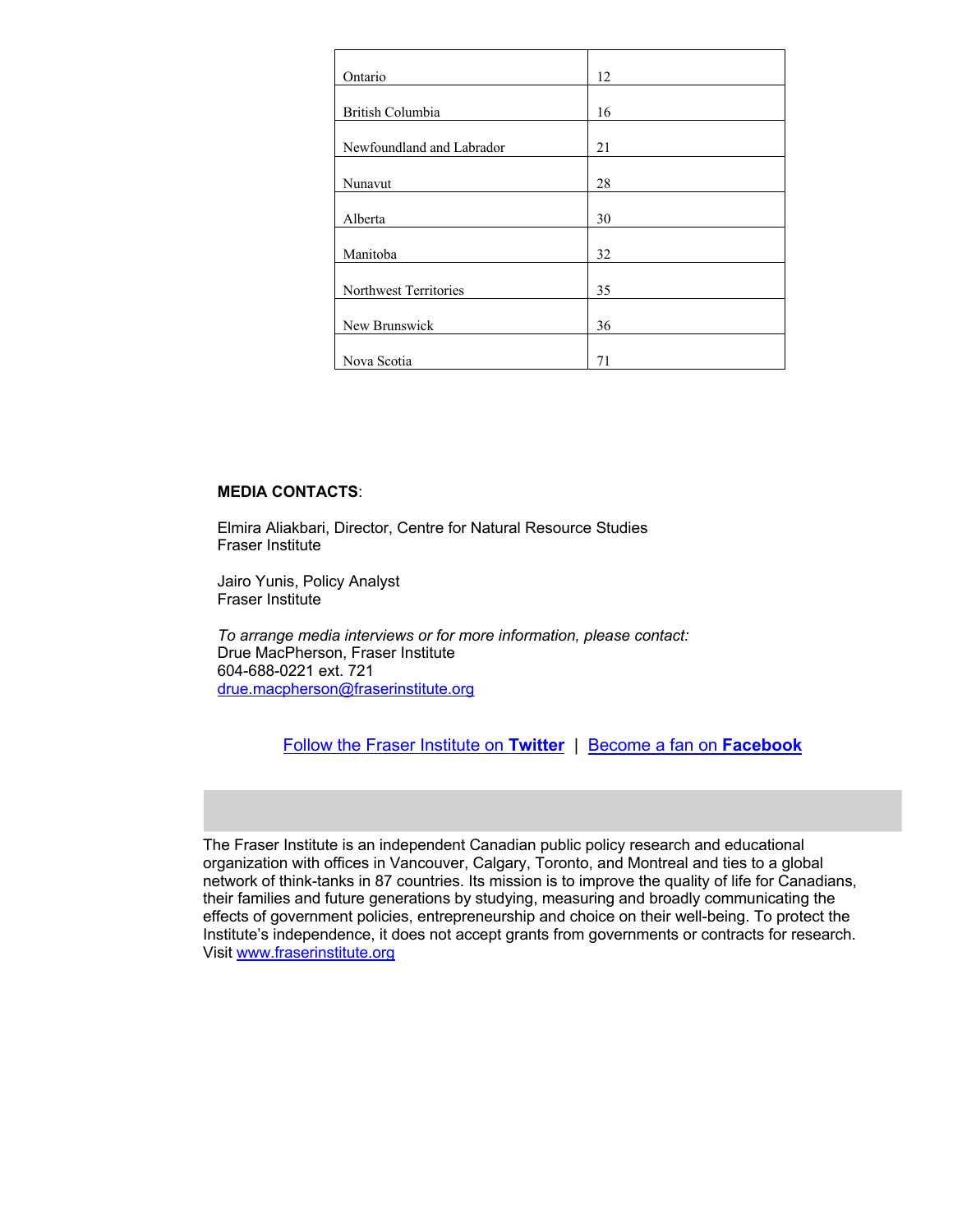| | |
|---|---|
| Ontario | 12 |
| British Columbia | 16 |
| Newfoundland and Labrador | 21 |
| Nunavut | 28 |
| Alberta | 30 |
| Manitoba | 32 |
| Northwest Territories | 35 |
| New Brunswick | 36 |
| Nova Scotia | 71 |

**MEDIA CONTACTS**:

Elmira Aliakbari, Director, Centre for Natural Resource Studies
Fraser Institute

Jairo Yunis, Policy Analyst
Fraser Institute

*To arrange media interviews or for more information, please contact:*
Drue MacPherson, Fraser Institute
604-688-0221 ext. 721
drue.macpherson@fraserinstitute.org

Follow the Fraser Institute on **Twitter** | Become a fan on **Facebook**

The Fraser Institute is an independent Canadian public policy research and educational organization with offices in Vancouver, Calgary, Toronto, and Montreal and ties to a global network of think-tanks in 87 countries. Its mission is to improve the quality of life for Canadians, their families and future generations by studying, measuring and broadly communicating the effects of government policies, entrepreneurship and choice on their well-being. To protect the Institute's independence, it does not accept grants from governments or contracts for research. Visit www.fraserinstitute.org